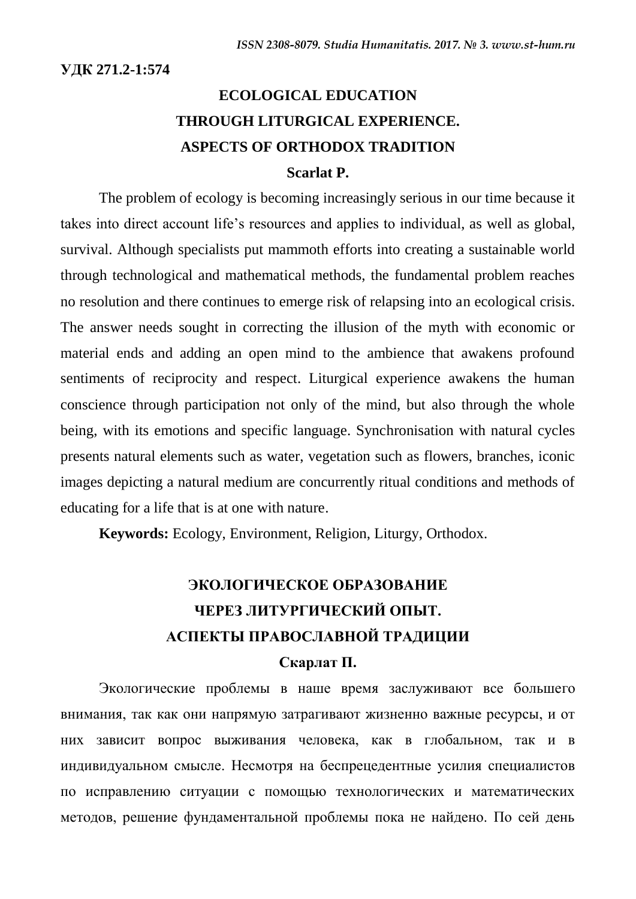**УДК 271.2-1:574**

# ECOLOGICAL EDUCATION THROUGH LITURGICAL EXPERIENCE. ASPECTS OF ORTHODOX TRADITION

**Scarlat P.**

The problem of ecology is becoming increasingly serious in our time because it takes into direct account life's resources and applies to individual, as well as global, survival. Although specialists put mammoth efforts into creating a sustainable world through technological and mathematical methods, the fundamental problem reaches no resolution and there continues to emerge risk of relapsing into an ecological crisis. The answer needs sought in correcting the illusion of the myth with economic or material ends and adding an open mind to the ambience that awakens profound sentiments of reciprocity and respect. Liturgical experience awakens the human conscience through participation not only of the mind, but also through the whole being, with its emotions and specific language. Synchronisation with natural cycles presents natural elements such as water, vegetation such as flowers, branches, iconic images depicting a natural medium are concurrently ritual conditions and methods of educating for a life that is at one with nature.

**Keywords:** Ecology, Environment, Religion, Liturgy, Orthodox.

# ЭКОЛОГИЧЕСКОЕ ОБРАЗОВАНИЕ ЧЕРЕЗ ЛИТУРГИЧЕСКИЙ ОПЫТ. АСПЕКТЫ ПРАВОСЛАВНОЙ ТРАДИЦИИ

**Скарлат П.**

Экологические проблемы в наше время заслуживают все большего внимания, так как они напрямую затрагивают жизненно важные ресурсы, и от них зависит вопрос выживания человека, как в глобальном, так и в индивидуальном смысле. Несмотря на беспрецедентные усилия специалистов по исправлению ситуации с помощью технологических и математических методов, решение фундаментальной проблемы пока не найдено. По сей день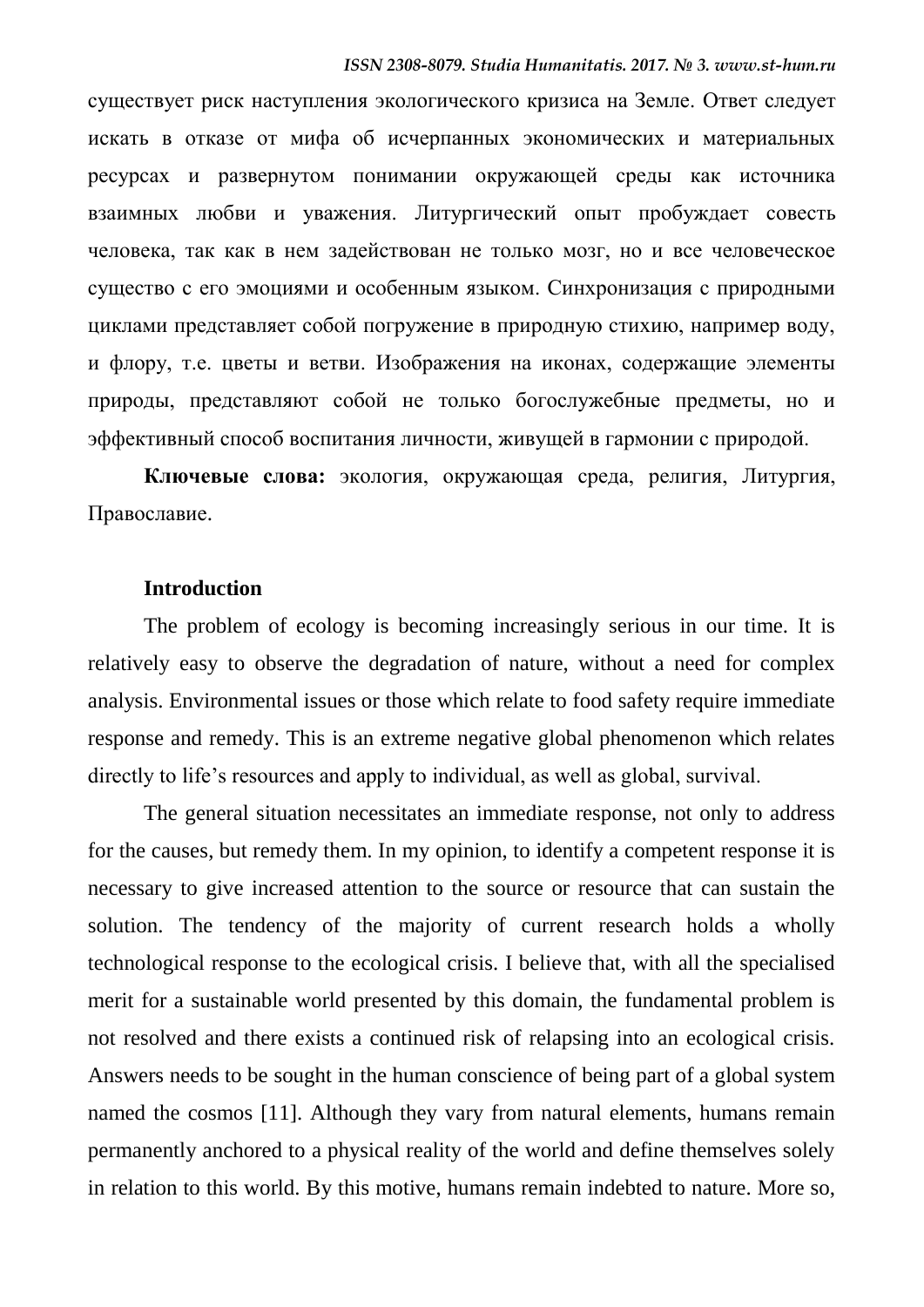существует риск наступления экологического кризиса на Земле. Ответ следует искать в отказе от мифа об исчерпанных экономических и материальных ресурсах и развернутом понимании окружающей среды как источника взаимных любви и уважения. Литургический опыт пробуждает совесть человека, так как в нем задействован не только мозг, но и все человеческое существо с его эмоциями и особенным языком. Синхронизация с природными циклами представляет собой погружение в природную стихию, например воду, и флору, т.е. цветы и ветви. Изображения на иконах, содержащие элементы природы, представляют собой не только богослужебные предметы, но и эффективный способ воспитания личности, живущей в гармонии с природой.

**Ключевые слова:** экология, окружающая среда, религия, Литургия, Православие.

## Introduction

The problem of ecology is becoming increasingly serious in our time. It is relatively easy to observe the degradation of nature, without a need for complex analysis. Environmental issues or those which relate to food safety require immediate response and remedy. This is an extreme negative global phenomenon which relates directly to life's resources and apply to individual, as well as global, survival.

The general situation necessitates an immediate response, not only to address for the causes, but remedy them. In my opinion, to identify a competent response it is necessary to give increased attention to the source or resource that can sustain the solution. The tendency of the majority of current research holds a wholly technological response to the ecological crisis. I believe that, with all the specialised merit for a sustainable world presented by this domain, the fundamental problem is not resolved and there exists a continued risk of relapsing into an ecological crisis. Answers needs to be sought in the human conscience of being part of a global system named the cosmos [11]. Although they vary from natural elements, humans remain permanently anchored to a physical reality of the world and define themselves solely in relation to this world. By this motive, humans remain indebted to nature. More so,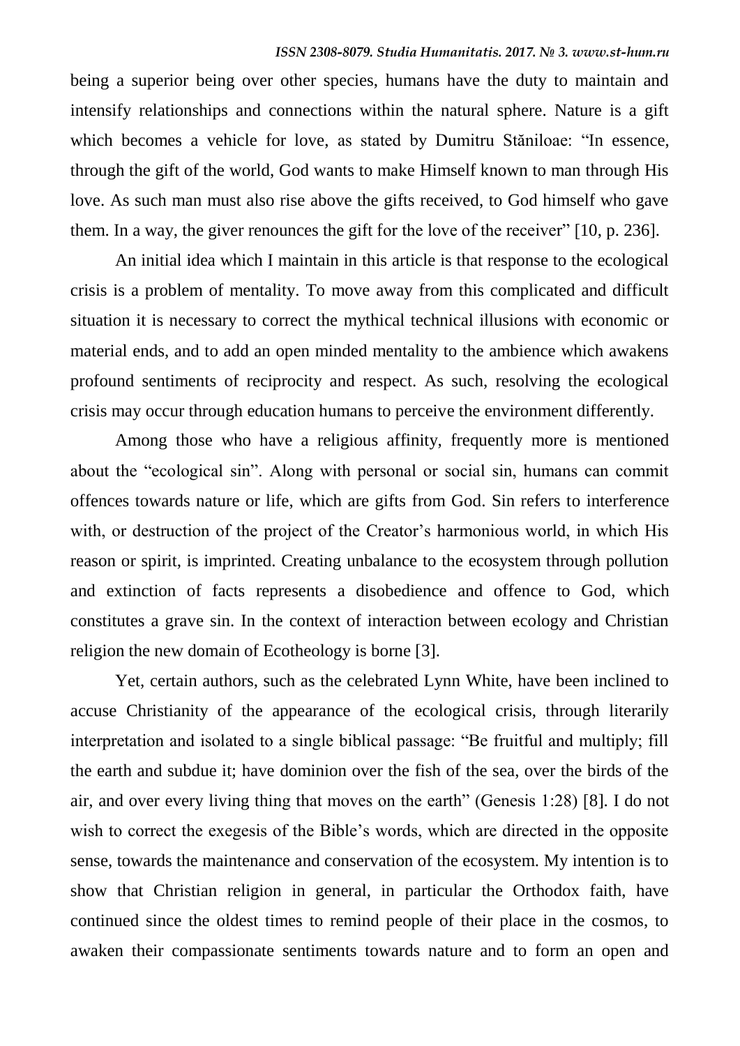being a superior being over other species, humans have the duty to maintain and intensify relationships and connections within the natural sphere. Nature is a gift which becomes a vehicle for love, as stated by Dumitru Stăniloae: "In essence, through the gift of the world, God wants to make Himself known to man through His love. As such man must also rise above the gifts received, to God himself who gave them. In a way, the giver renounces the gift for the love of the receiver" [10, p. 236].

An initial idea which I maintain in this article is that response to the ecological crisis is a problem of mentality. To move away from this complicated and difficult situation it is necessary to correct the mythical technical illusions with economic or material ends, and to add an open minded mentality to the ambience which awakens profound sentiments of reciprocity and respect. As such, resolving the ecological crisis may occur through education humans to perceive the environment differently.

Among those who have a religious affinity, frequently more is mentioned about the "ecological sin". Along with personal or social sin, humans can commit offences towards nature or life, which are gifts from God. Sin refers to interference with, or destruction of the project of the Creator's harmonious world, in which His reason or spirit, is imprinted. Creating unbalance to the ecosystem through pollution and extinction of facts represents a disobedience and offence to God, which constitutes a grave sin. In the context of interaction between ecology and Christian religion the new domain of Ecotheology is borne [3].

Yet, certain authors, such as the celebrated Lynn White, have been inclined to accuse Christianity of the appearance of the ecological crisis, through literarily interpretation and isolated to a single biblical passage: "Be fruitful and multiply; fill the earth and subdue it; have dominion over the fish of the sea, over the birds of the air, and over every living thing that moves on the earth" (Genesis 1:28) [8]. I do not wish to correct the exegesis of the Bible's words, which are directed in the opposite sense, towards the maintenance and conservation of the ecosystem. My intention is to show that Christian religion in general, in particular the Orthodox faith, have continued since the oldest times to remind people of their place in the cosmos, to awaken their compassionate sentiments towards nature and to form an open and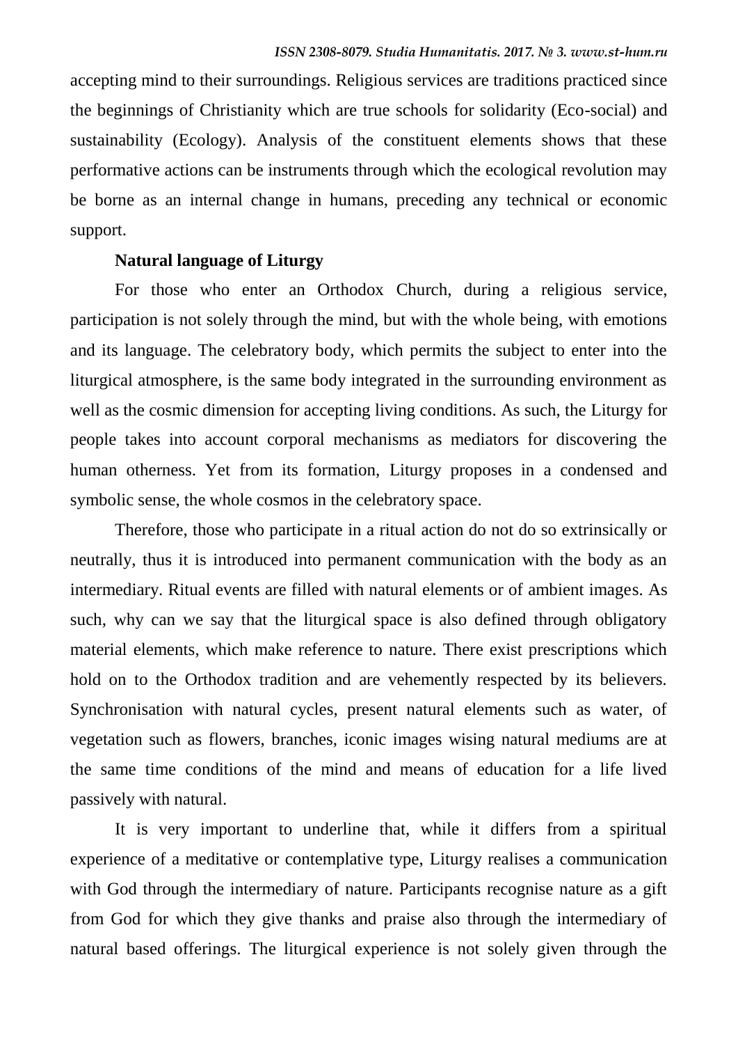accepting mind to their surroundings. Religious services are traditions practiced since the beginnings of Christianity which are true schools for solidarity (Eco-social) and sustainability (Ecology). Analysis of the constituent elements shows that these performative actions can be instruments through which the ecological revolution may be borne as an internal change in humans, preceding any technical or economic support.

**Natural language of Liturgy**

For those who enter an Orthodox Church, during a religious service, participation is not solely through the mind, but with the whole being, with emotions and its language. The celebratory body, which permits the subject to enter into the liturgical atmosphere, is the same body integrated in the surrounding environment as well as the cosmic dimension for accepting living conditions. As such, the Liturgy for people takes into account corporal mechanisms as mediators for discovering the human otherness. Yet from its formation, Liturgy proposes in a condensed and symbolic sense, the whole cosmos in the celebratory space.

Therefore, those who participate in a ritual action do not do so extrinsically or neutrally, thus it is introduced into permanent communication with the body as an intermediary. Ritual events are filled with natural elements or of ambient images. As such, why can we say that the liturgical space is also defined through obligatory material elements, which make reference to nature. There exist prescriptions which hold on to the Orthodox tradition and are vehemently respected by its believers. Synchronisation with natural cycles, present natural elements such as water, of vegetation such as flowers, branches, iconic images wising natural mediums are at the same time conditions of the mind and means of education for a life lived passively with natural.

It is very important to underline that, while it differs from a spiritual experience of a meditative or contemplative type, Liturgy realises a communication with God through the intermediary of nature. Participants recognise nature as a gift from God for which they give thanks and praise also through the intermediary of natural based offerings. The liturgical experience is not solely given through the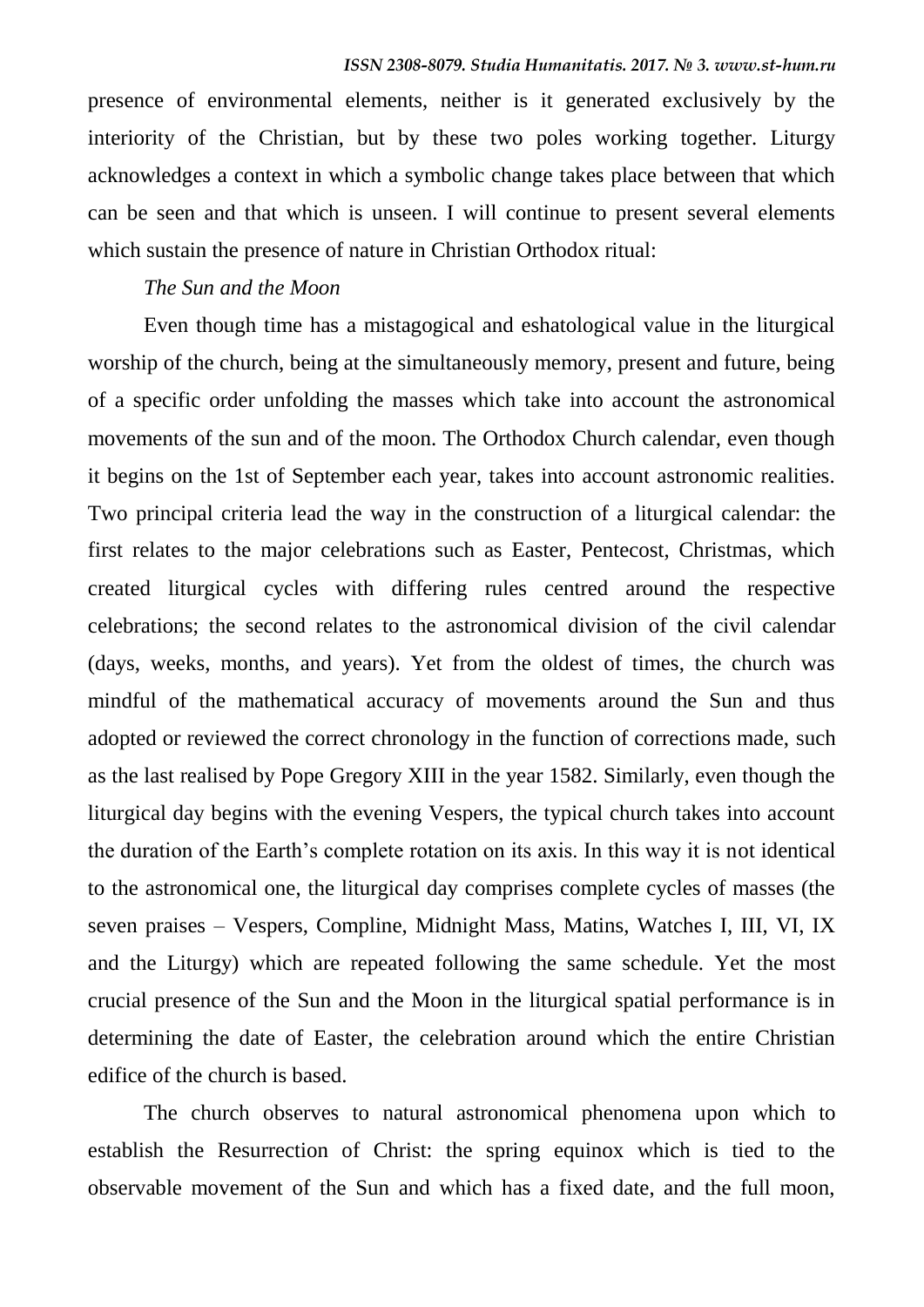presence of environmental elements, neither is it generated exclusively by the interiority of the Christian, but by these two poles working together. Liturgy acknowledges a context in which a symbolic change takes place between that which can be seen and that which is unseen. I will continue to present several elements which sustain the presence of nature in Christian Orthodox ritual:

*The Sun and the Moon*

Even though time has a mistagogical and eshatological value in the liturgical worship of the church, being at the simultaneously memory, present and future, being of a specific order unfolding the masses which take into account the astronomical movements of the sun and of the moon. The Orthodox Church calendar, even though it begins on the 1st of September each year, takes into account astronomic realities. Two principal criteria lead the way in the construction of a liturgical calendar: the first relates to the major celebrations such as Easter, Pentecost, Christmas, which created liturgical cycles with differing rules centred around the respective celebrations; the second relates to the astronomical division of the civil calendar (days, weeks, months, and years). Yet from the oldest of times, the church was mindful of the mathematical accuracy of movements around the Sun and thus adopted or reviewed the correct chronology in the function of corrections made, such as the last realised by Pope Gregory XIII in the year 1582. Similarly, even though the liturgical day begins with the evening Vespers, the typical church takes into account the duration of the Earth's complete rotation on its axis. In this way it is not identical to the astronomical one, the liturgical day comprises complete cycles of masses (the seven praises – Vespers, Compline, Midnight Mass, Matins, Watches I, III, VI, IX and the Liturgy) which are repeated following the same schedule. Yet the most crucial presence of the Sun and the Moon in the liturgical spatial performance is in determining the date of Easter, the celebration around which the entire Christian edifice of the church is based.

The church observes to natural astronomical phenomena upon which to establish the Resurrection of Christ: the spring equinox which is tied to the observable movement of the Sun and which has a fixed date, and the full moon,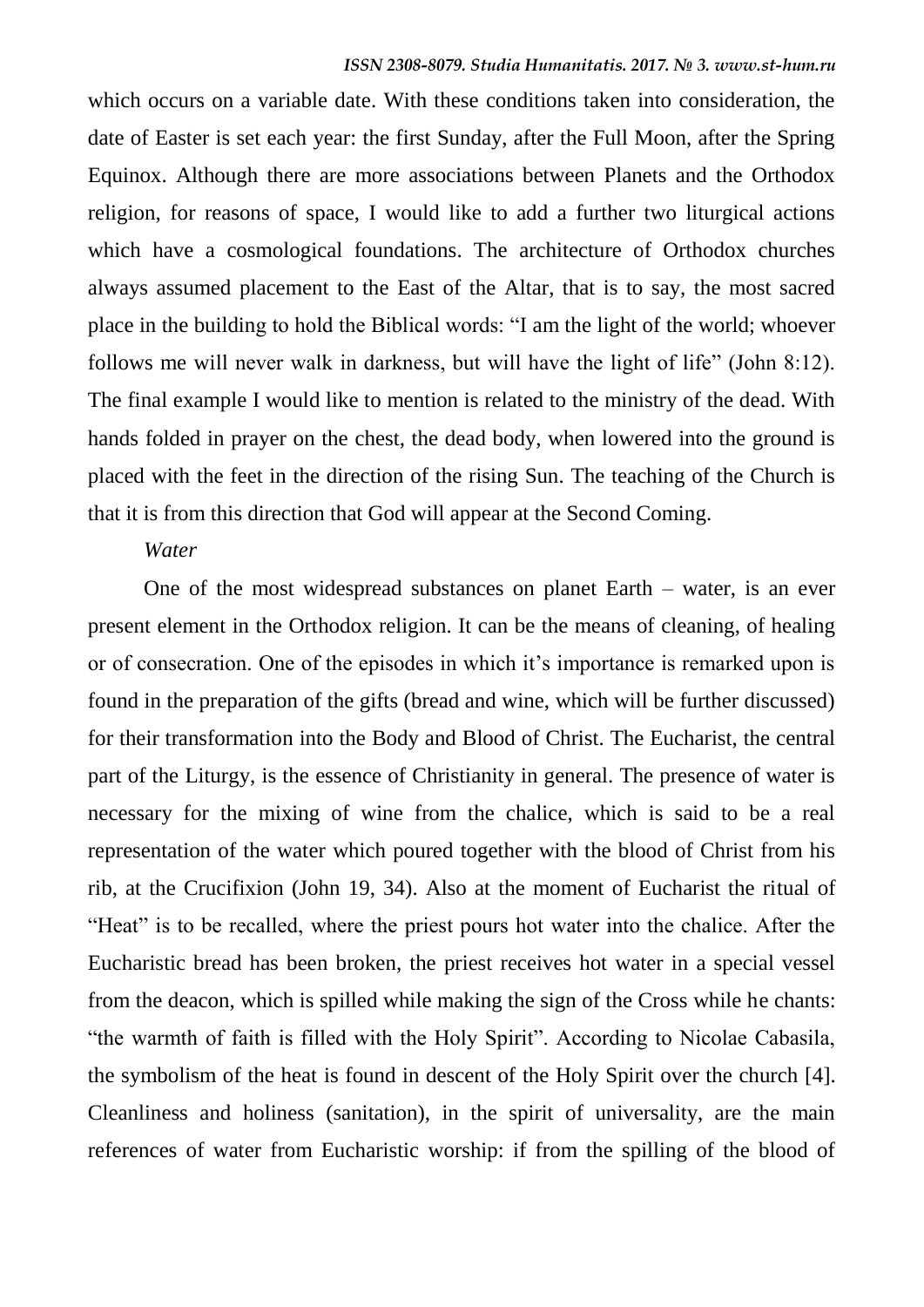which occurs on a variable date. With these conditions taken into consideration, the date of Easter is set each year: the first Sunday, after the Full Moon, after the Spring Equinox. Although there are more associations between Planets and the Orthodox religion, for reasons of space, I would like to add a further two liturgical actions which have a cosmological foundations. The architecture of Orthodox churches always assumed placement to the East of the Altar, that is to say, the most sacred place in the building to hold the Biblical words: "I am the light of the world; whoever follows me will never walk in darkness, but will have the light of life" (John 8:12). The final example I would like to mention is related to the ministry of the dead. With hands folded in prayer on the chest, the dead body, when lowered into the ground is placed with the feet in the direction of the rising Sun. The teaching of the Church is that it is from this direction that God will appear at the Second Coming.

*Water*

One of the most widespread substances on planet Earth – water, is an ever present element in the Orthodox religion. It can be the means of cleaning, of healing or of consecration. One of the episodes in which it's importance is remarked upon is found in the preparation of the gifts (bread and wine, which will be further discussed) for their transformation into the Body and Blood of Christ. The Eucharist, the central part of the Liturgy, is the essence of Christianity in general. The presence of water is necessary for the mixing of wine from the chalice, which is said to be a real representation of the water which poured together with the blood of Christ from his rib, at the Crucifixion (John 19, 34). Also at the moment of Eucharist the ritual of "Heat" is to be recalled, where the priest pours hot water into the chalice. After the Eucharistic bread has been broken, the priest receives hot water in a special vessel from the deacon, which is spilled while making the sign of the Cross while he chants: "the warmth of faith is filled with the Holy Spirit". According to Nicolae Cabasila, the symbolism of the heat is found in descent of the Holy Spirit over the church [4]. Cleanliness and holiness (sanitation), in the spirit of universality, are the main references of water from Eucharistic worship: if from the spilling of the blood of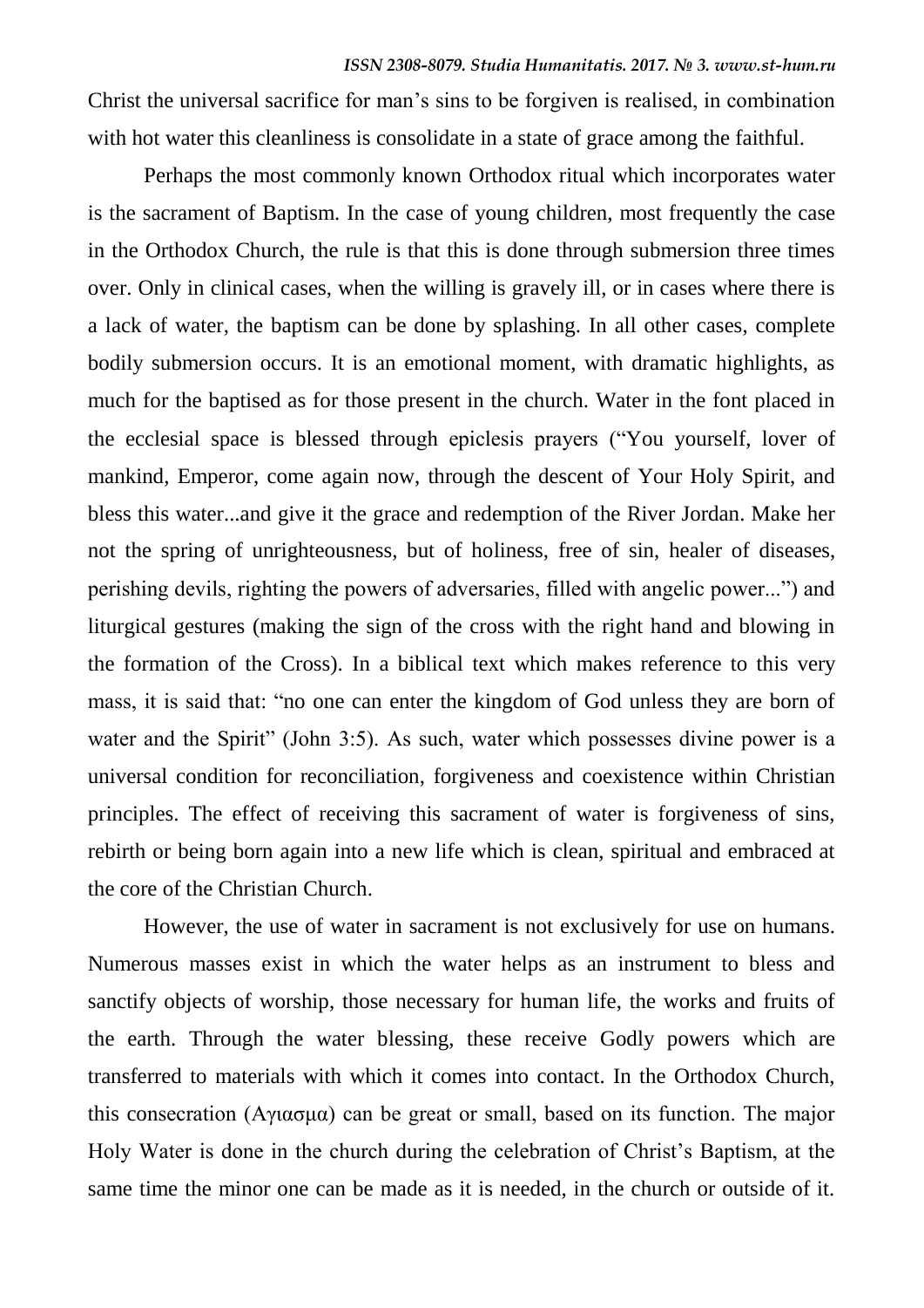Christ the universal sacrifice for man's sins to be forgiven is realised, in combination with hot water this cleanliness is consolidate in a state of grace among the faithful.

Perhaps the most commonly known Orthodox ritual which incorporates water is the sacrament of Baptism. In the case of young children, most frequently the case in the Orthodox Church, the rule is that this is done through submersion three times over. Only in clinical cases, when the willing is gravely ill, or in cases where there is a lack of water, the baptism can be done by splashing. In all other cases, complete bodily submersion occurs. It is an emotional moment, with dramatic highlights, as much for the baptised as for those present in the church. Water in the font placed in the ecclesial space is blessed through epiclesis prayers ("You yourself, lover of mankind, Emperor, come again now, through the descent of Your Holy Spirit, and bless this water...and give it the grace and redemption of the River Jordan. Make her not the spring of unrighteousness, but of holiness, free of sin, healer of diseases, perishing devils, righting the powers of adversaries, filled with angelic power...") and liturgical gestures (making the sign of the cross with the right hand and blowing in the formation of the Cross). In a biblical text which makes reference to this very mass, it is said that: "no one can enter the kingdom of God unless they are born of water and the Spirit" (John 3:5). As such, water which possesses divine power is a universal condition for reconciliation, forgiveness and coexistence within Christian principles. The effect of receiving this sacrament of water is forgiveness of sins, rebirth or being born again into a new life which is clean, spiritual and embraced at the core of the Christian Church.

However, the use of water in sacrament is not exclusively for use on humans. Numerous masses exist in which the water helps as an instrument to bless and sanctify objects of worship, those necessary for human life, the works and fruits of the earth. Through the water blessing, these receive Godly powers which are transferred to materials with which it comes into contact. In the Orthodox Church, this consecration (Αγιασμα) can be great or small, based on its function. The major Holy Water is done in the church during the celebration of Christ's Baptism, at the same time the minor one can be made as it is needed, in the church or outside of it.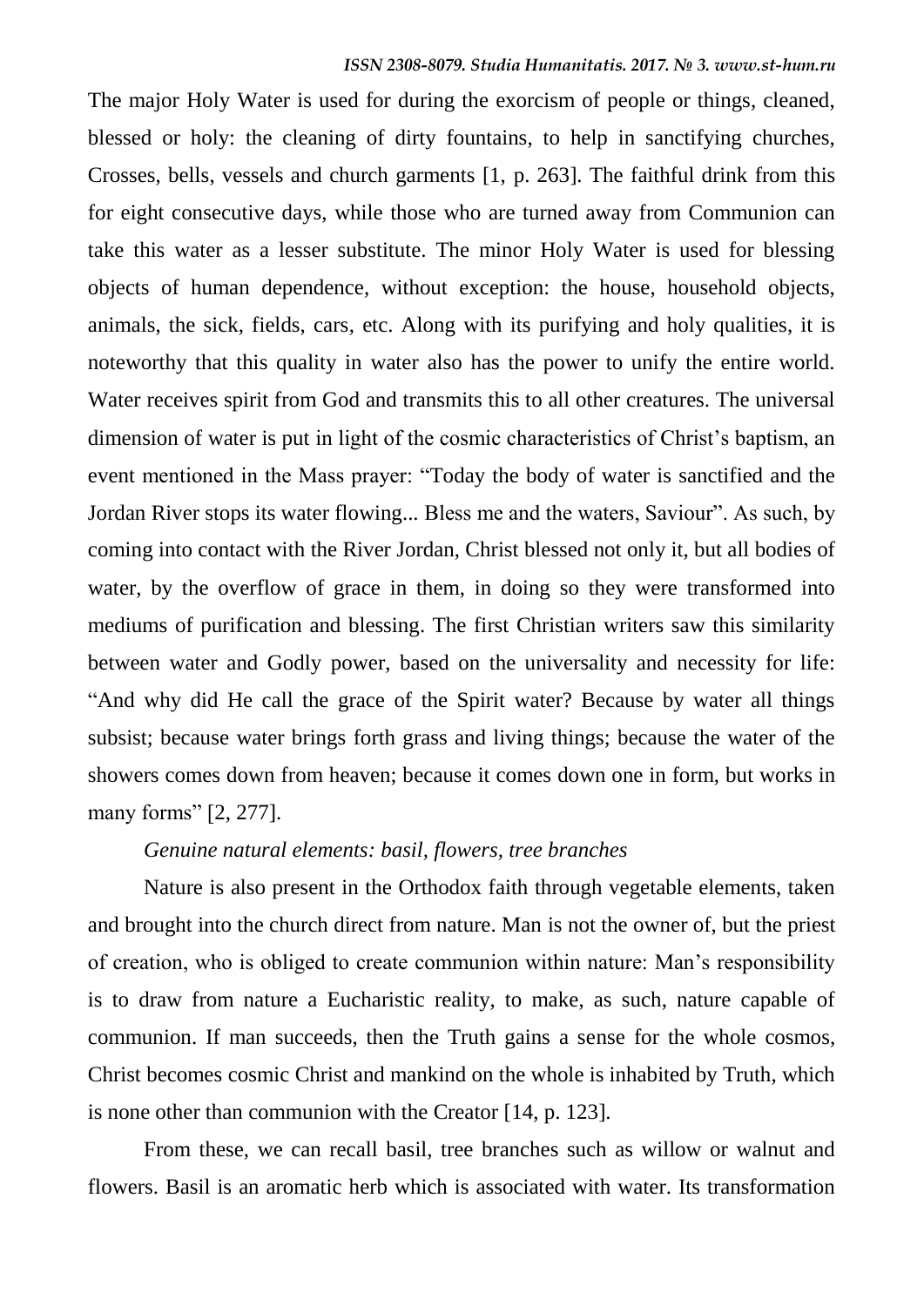The major Holy Water is used for during the exorcism of people or things, cleaned, blessed or holy: the cleaning of dirty fountains, to help in sanctifying churches, Crosses, bells, vessels and church garments [1, p. 263]. The faithful drink from this for eight consecutive days, while those who are turned away from Communion can take this water as a lesser substitute. The minor Holy Water is used for blessing objects of human dependence, without exception: the house, household objects, animals, the sick, fields, cars, etc. Along with its purifying and holy qualities, it is noteworthy that this quality in water also has the power to unify the entire world. Water receives spirit from God and transmits this to all other creatures. The universal dimension of water is put in light of the cosmic characteristics of Christ's baptism, an event mentioned in the Mass prayer: "Today the body of water is sanctified and the Jordan River stops its water flowing... Bless me and the waters, Saviour". As such, by coming into contact with the River Jordan, Christ blessed not only it, but all bodies of water, by the overflow of grace in them, in doing so they were transformed into mediums of purification and blessing. The first Christian writers saw this similarity between water and Godly power, based on the universality and necessity for life: "And why did He call the grace of the Spirit water? Because by water all things subsist; because water brings forth grass and living things; because the water of the showers comes down from heaven; because it comes down one in form, but works in many forms" [2, 277].

*Genuine natural elements: basil, flowers, tree branches*

Nature is also present in the Orthodox faith through vegetable elements, taken and brought into the church direct from nature. Man is not the owner of, but the priest of creation, who is obliged to create communion within nature: Man's responsibility is to draw from nature a Eucharistic reality, to make, as such, nature capable of communion. If man succeeds, then the Truth gains a sense for the whole cosmos, Christ becomes cosmic Christ and mankind on the whole is inhabited by Truth, which is none other than communion with the Creator [14, p. 123].

From these, we can recall basil, tree branches such as willow or walnut and flowers. Basil is an aromatic herb which is associated with water. Its transformation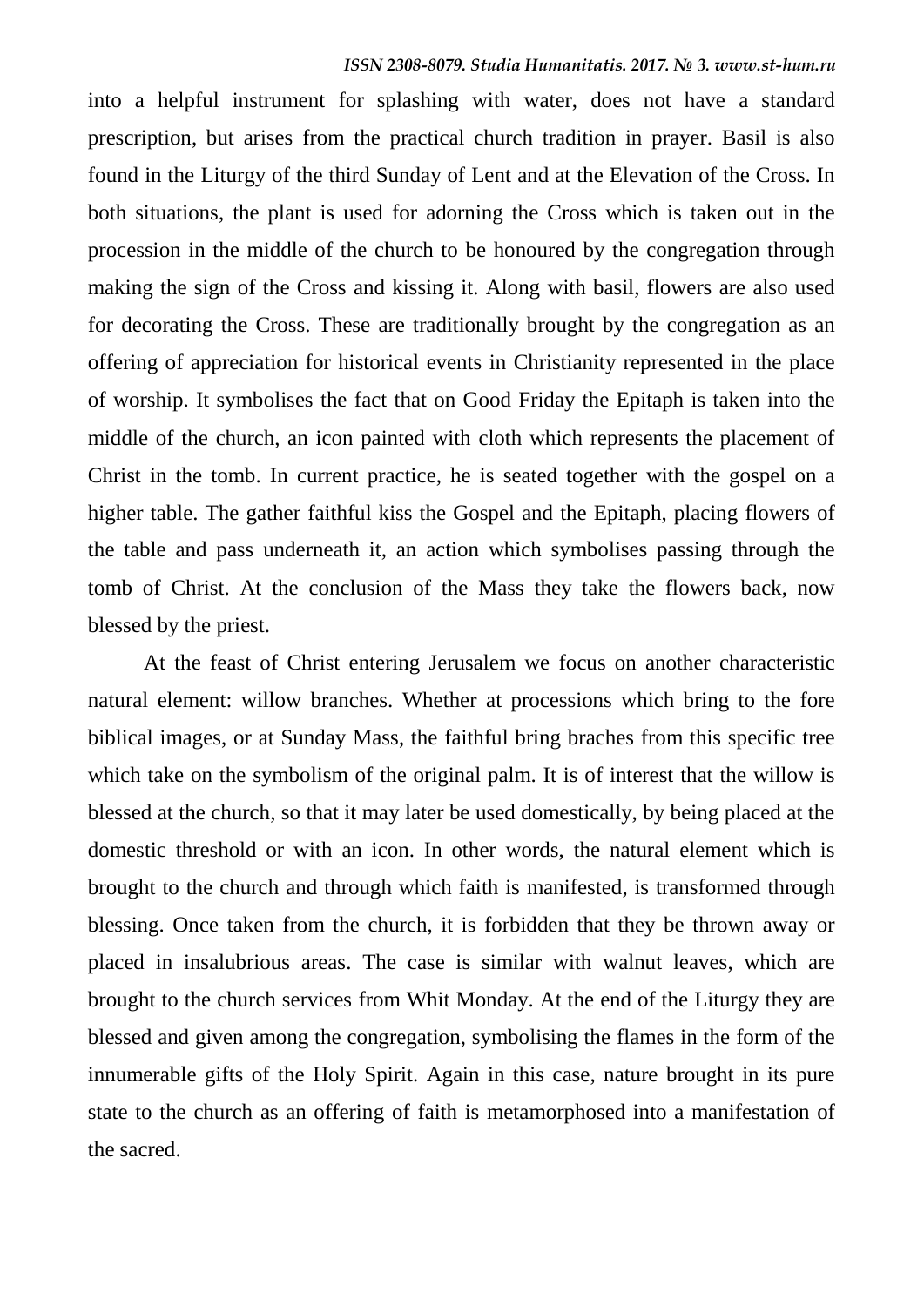into a helpful instrument for splashing with water, does not have a standard prescription, but arises from the practical church tradition in prayer. Basil is also found in the Liturgy of the third Sunday of Lent and at the Elevation of the Cross. In both situations, the plant is used for adorning the Cross which is taken out in the procession in the middle of the church to be honoured by the congregation through making the sign of the Cross and kissing it. Along with basil, flowers are also used for decorating the Cross. These are traditionally brought by the congregation as an offering of appreciation for historical events in Christianity represented in the place of worship. It symbolises the fact that on Good Friday the Epitaph is taken into the middle of the church, an icon painted with cloth which represents the placement of Christ in the tomb. In current practice, he is seated together with the gospel on a higher table. The gather faithful kiss the Gospel and the Epitaph, placing flowers of the table and pass underneath it, an action which symbolises passing through the tomb of Christ. At the conclusion of the Mass they take the flowers back, now blessed by the priest.

At the feast of Christ entering Jerusalem we focus on another characteristic natural element: willow branches. Whether at processions which bring to the fore biblical images, or at Sunday Mass, the faithful bring braches from this specific tree which take on the symbolism of the original palm. It is of interest that the willow is blessed at the church, so that it may later be used domestically, by being placed at the domestic threshold or with an icon. In other words, the natural element which is brought to the church and through which faith is manifested, is transformed through blessing. Once taken from the church, it is forbidden that they be thrown away or placed in insalubrious areas. The case is similar with walnut leaves, which are brought to the church services from Whit Monday. At the end of the Liturgy they are blessed and given among the congregation, symbolising the flames in the form of the innumerable gifts of the Holy Spirit. Again in this case, nature brought in its pure state to the church as an offering of faith is metamorphosed into a manifestation of the sacred.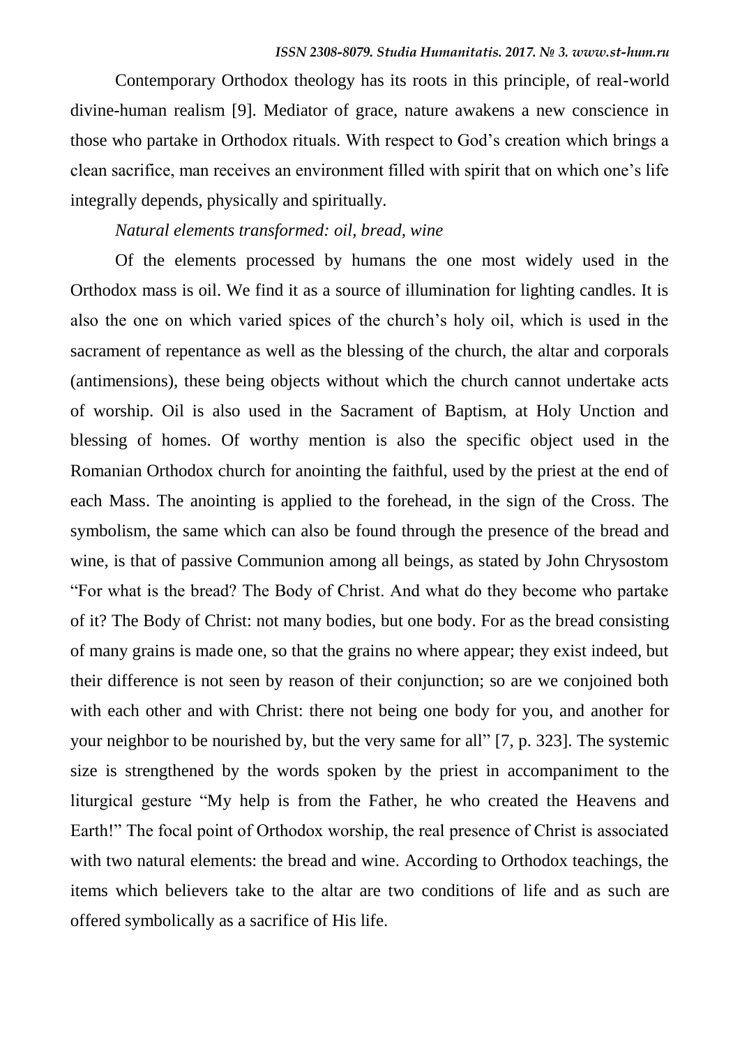Contemporary Orthodox theology has its roots in this principle, of real-world divine-human realism [9]. Mediator of grace, nature awakens a new conscience in those who partake in Orthodox rituals. With respect to God's creation which brings a clean sacrifice, man receives an environment filled with spirit that on which one's life integrally depends, physically and spiritually.

*Natural elements transformed: oil, bread, wine*

Of the elements processed by humans the one most widely used in the Orthodox mass is oil. We find it as a source of illumination for lighting candles. It is also the one on which varied spices of the church's holy oil, which is used in the sacrament of repentance as well as the blessing of the church, the altar and corporals (antimensions), these being objects without which the church cannot undertake acts of worship. Oil is also used in the Sacrament of Baptism, at Holy Unction and blessing of homes. Of worthy mention is also the specific object used in the Romanian Orthodox church for anointing the faithful, used by the priest at the end of each Mass. The anointing is applied to the forehead, in the sign of the Cross. The symbolism, the same which can also be found through the presence of the bread and wine, is that of passive Communion among all beings, as stated by John Chrysostom "For what is the bread? The Body of Christ. And what do they become who partake of it? The Body of Christ: not many bodies, but one body. For as the bread consisting of many grains is made one, so that the grains no where appear; they exist indeed, but their difference is not seen by reason of their conjunction; so are we conjoined both with each other and with Christ: there not being one body for you, and another for your neighbor to be nourished by, but the very same for all" [7, p. 323]. The systemic size is strengthened by the words spoken by the priest in accompaniment to the liturgical gesture "My help is from the Father, he who created the Heavens and Earth!" The focal point of Orthodox worship, the real presence of Christ is associated with two natural elements: the bread and wine. According to Orthodox teachings, the items which believers take to the altar are two conditions of life and as such are offered symbolically as a sacrifice of His life.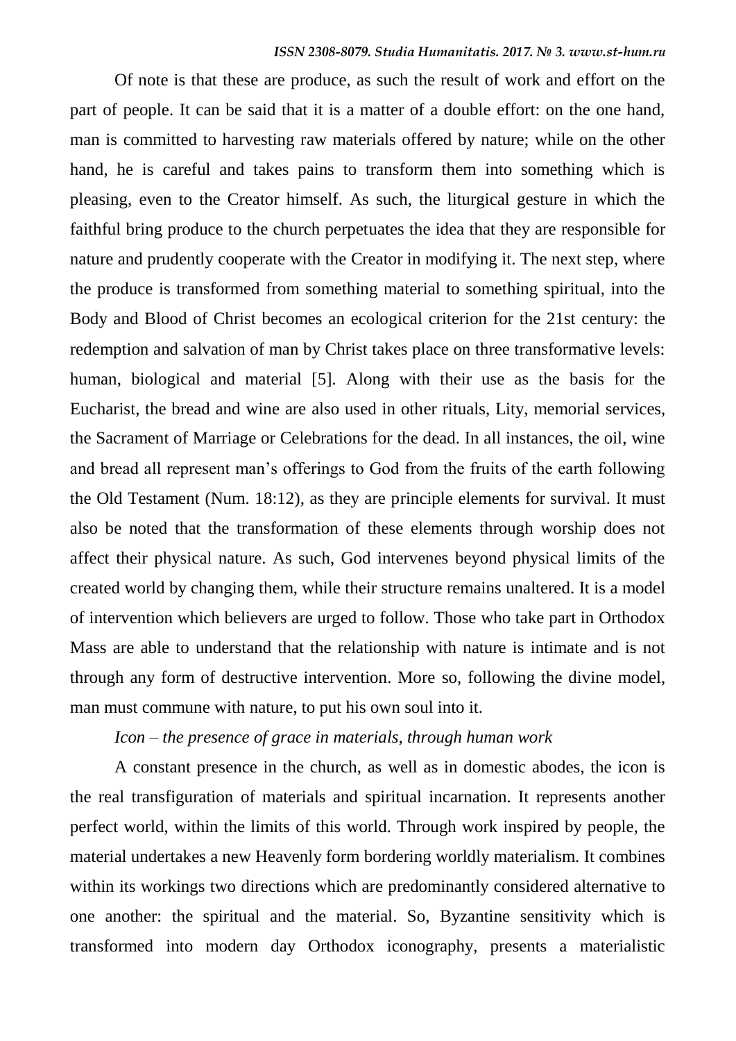Of note is that these are produce, as such the result of work and effort on the part of people. It can be said that it is a matter of a double effort: on the one hand, man is committed to harvesting raw materials offered by nature; while on the other hand, he is careful and takes pains to transform them into something which is pleasing, even to the Creator himself. As such, the liturgical gesture in which the faithful bring produce to the church perpetuates the idea that they are responsible for nature and prudently cooperate with the Creator in modifying it. The next step, where the produce is transformed from something material to something spiritual, into the Body and Blood of Christ becomes an ecological criterion for the 21st century: the redemption and salvation of man by Christ takes place on three transformative levels: human, biological and material [5]. Along with their use as the basis for the Eucharist, the bread and wine are also used in other rituals, Lity, memorial services, the Sacrament of Marriage or Celebrations for the dead. In all instances, the oil, wine and bread all represent man's offerings to God from the fruits of the earth following the Old Testament (Num. 18:12), as they are principle elements for survival. It must also be noted that the transformation of these elements through worship does not affect their physical nature. As such, God intervenes beyond physical limits of the created world by changing them, while their structure remains unaltered. It is a model of intervention which believers are urged to follow. Those who take part in Orthodox Mass are able to understand that the relationship with nature is intimate and is not through any form of destructive intervention. More so, following the divine model, man must commune with nature, to put his own soul into it.

*Icon – the presence of grace in materials, through human work*

A constant presence in the church, as well as in domestic abodes, the icon is the real transfiguration of materials and spiritual incarnation. It represents another perfect world, within the limits of this world. Through work inspired by people, the material undertakes a new Heavenly form bordering worldly materialism. It combines within its workings two directions which are predominantly considered alternative to one another: the spiritual and the material. So, Byzantine sensitivity which is transformed into modern day Orthodox iconography, presents a materialistic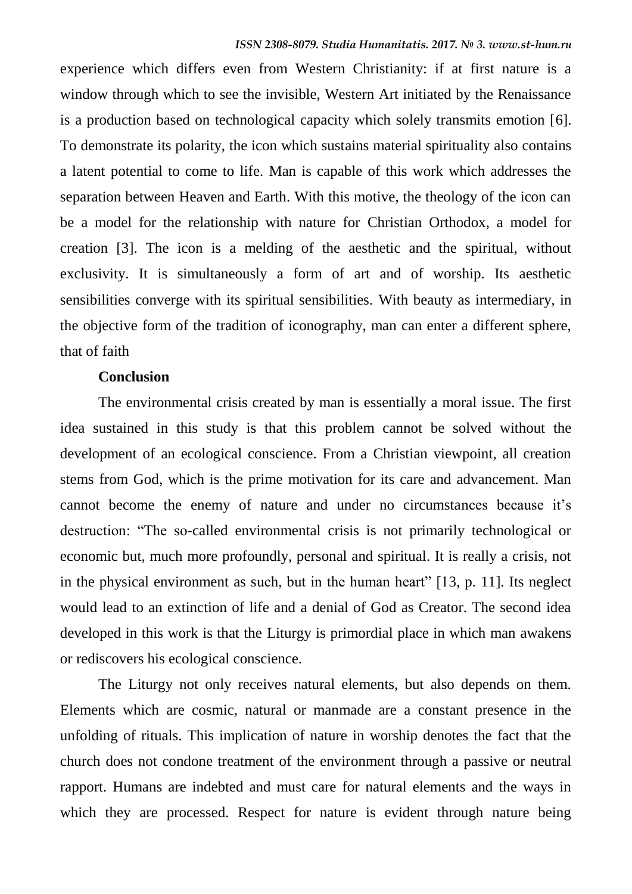experience which differs even from Western Christianity: if at first nature is a window through which to see the invisible, Western Art initiated by the Renaissance is a production based on technological capacity which solely transmits emotion [6]. To demonstrate its polarity, the icon which sustains material spirituality also contains a latent potential to come to life. Man is capable of this work which addresses the separation between Heaven and Earth. With this motive, the theology of the icon can be a model for the relationship with nature for Christian Orthodox, a model for creation [3]. The icon is a melding of the aesthetic and the spiritual, without exclusivity. It is simultaneously a form of art and of worship. Its aesthetic sensibilities converge with its spiritual sensibilities. With beauty as intermediary, in the objective form of the tradition of iconography, man can enter a different sphere, that of faith

**Conclusion**

The environmental crisis created by man is essentially a moral issue. The first idea sustained in this study is that this problem cannot be solved without the development of an ecological conscience. From a Christian viewpoint, all creation stems from God, which is the prime motivation for its care and advancement. Man cannot become the enemy of nature and under no circumstances because it's destruction: "The so-called environmental crisis is not primarily technological or economic but, much more profoundly, personal and spiritual. It is really a crisis, not in the physical environment as such, but in the human heart" [13, p. 11]. Its neglect would lead to an extinction of life and a denial of God as Creator. The second idea developed in this work is that the Liturgy is primordial place in which man awakens or rediscovers his ecological conscience.

The Liturgy not only receives natural elements, but also depends on them. Elements which are cosmic, natural or manmade are a constant presence in the unfolding of rituals. This implication of nature in worship denotes the fact that the church does not condone treatment of the environment through a passive or neutral rapport. Humans are indebted and must care for natural elements and the ways in which they are processed. Respect for nature is evident through nature being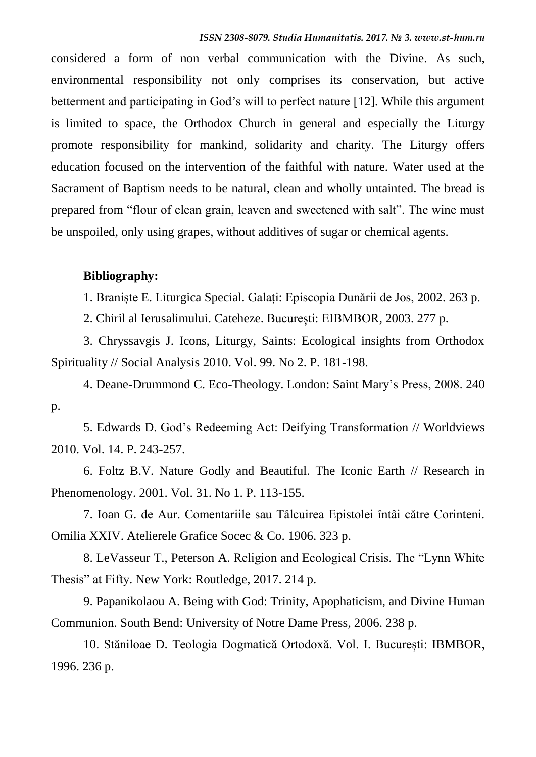considered a form of non verbal communication with the Divine. As such, environmental responsibility not only comprises its conservation, but active betterment and participating in God's will to perfect nature [12]. While this argument is limited to space, the Orthodox Church in general and especially the Liturgy promote responsibility for mankind, solidarity and charity. The Liturgy offers education focused on the intervention of the faithful with nature. Water used at the Sacrament of Baptism needs to be natural, clean and wholly untainted. The bread is prepared from "flour of clean grain, leaven and sweetened with salt". The wine must be unspoiled, only using grapes, without additives of sugar or chemical agents.

**Bibliography:**

1. Braniște E. Liturgica Special. Galați: Episcopia Dunării de Jos, 2002. 263 p.

2. Chiril al Ierusalimului. Cateheze. București: EIBMBOR, 2003. 277 p.

3. Chryssavgis J. Icons, Liturgy, Saints: Ecological insights from Orthodox Spirituality // Social Analysis 2010. Vol. 99. No 2. P. 181-198.

4. Deane-Drummond C. Eco-Theology. London: Saint Mary's Press, 2008. 240 p.

5. Edwards D. God's Redeeming Act: Deifying Transformation // Worldviews 2010. Vol. 14. P. 243-257.

6. Foltz B.V. Nature Godly and Beautiful. The Iconic Earth // Research in Phenomenology. 2001. Vol. 31. No 1. P. 113-155.

7. Ioan G. de Aur. Comentariile sau Tâlcuirea Epistolei întâi către Corinteni. Omilia XXIV. Atelierele Grafice Socec & Co. 1906. 323 p.

8. LeVasseur T., Peterson A. Religion and Ecological Crisis. The "Lynn White Thesis" at Fifty. New York: Routledge, 2017. 214 p.

9. Papanikolaou A. Being with God: Trinity, Apophaticism, and Divine Human Communion. South Bend: University of Notre Dame Press, 2006. 238 p.

10. Stăniloae D. Teologia Dogmatică Ortodoxă. Vol. I. București: IBMBOR, 1996. 236 p.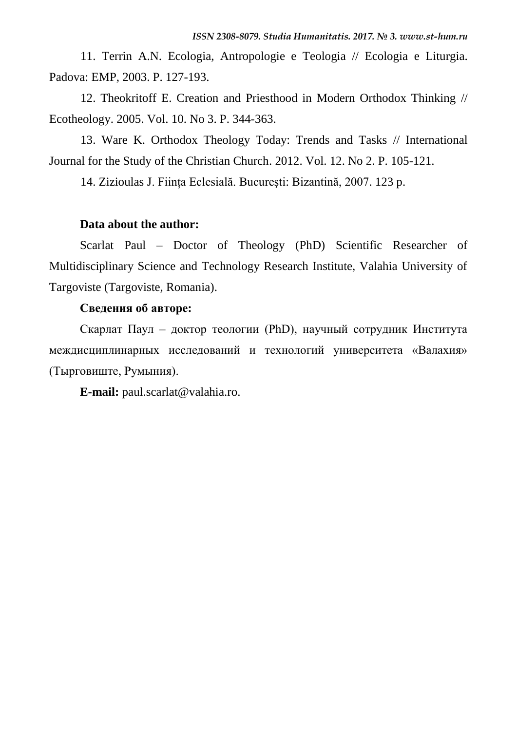11. Terrin A.N. Ecologia, Antropologie e Teologia // Ecologia e Liturgia. Padova: EMP, 2003. P. 127-193.

12. Theokritoff E. Creation and Priesthood in Modern Orthodox Thinking // Ecotheology. 2005. Vol. 10. No 3. P. 344-363.

13. Ware K. Orthodox Theology Today: Trends and Tasks // International Journal for the Study of the Christian Church. 2012. Vol. 12. No 2. P. 105-121.

14. Zizioulas J. Ființa Eclesială. Bucureşti: Bizantină, 2007. 123 p.

**Data about the author:**

Scarlat Paul – Doctor of Theology (PhD) Scientific Researcher of Multidisciplinary Science and Technology Research Institute, Valahia University of Targoviste (Targoviste, Romania).

**Сведения об авторе:**

Скарлат Паул – доктор теологии (PhD), научный сотрудник Института междисциплинарных исследований и технологий университета «Валахия» (Тырговиште, Румыния).

**E-mail:** paul.scarlat@valahia.ro.